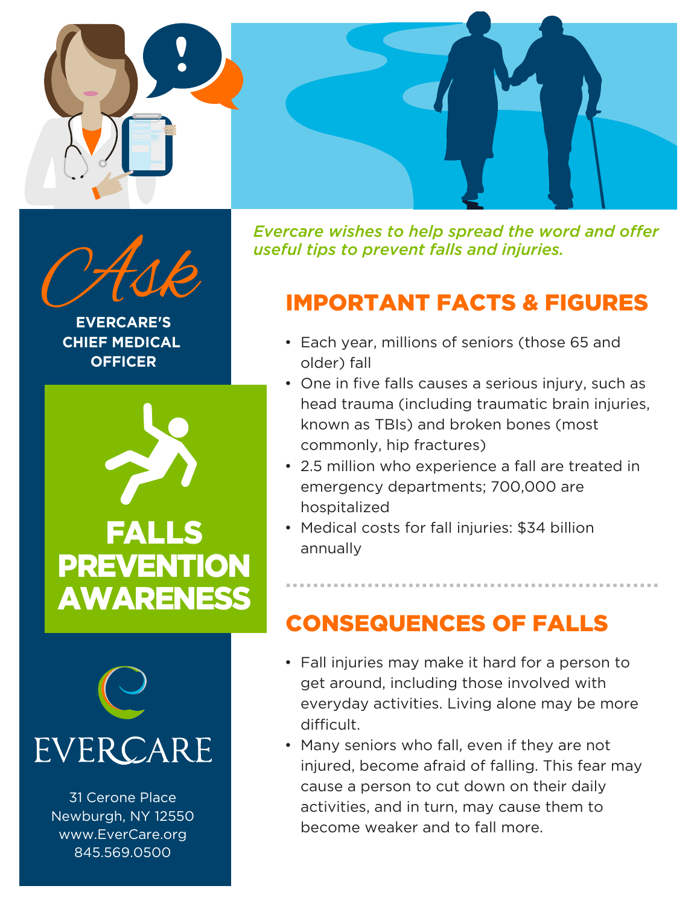# *Ask* EVERCARE'S CHIEF MEDICAL OFFICER

## FALLS PREVENTION AWARENESS

EVERCARE

31 Cerone Place
Newburgh, NY 12550
www.EverCare.org
845.569.0500

*Evercare wishes to help spread the word and offer useful tips to prevent falls and injuries.*

## IMPORTANT FACTS & FIGURES

- Each year, millions of seniors (those 65 and older) fall
- One in five falls causes a serious injury, such as head trauma (including traumatic brain injuries, known as TBIs) and broken bones (most commonly, hip fractures)
- 2.5 million who experience a fall are treated in emergency departments; 700,000 are hospitalized
- Medical costs for fall injuries: $34 billion annually

## CONSEQUENCES OF FALLS

- Fall injuries may make it hard for a person to get around, including those involved with everyday activities. Living alone may be more difficult.
- Many seniors who fall, even if they are not injured, become afraid of falling. This fear may cause a person to cut down on their daily activities, and in turn, may cause them to become weaker and to fall more.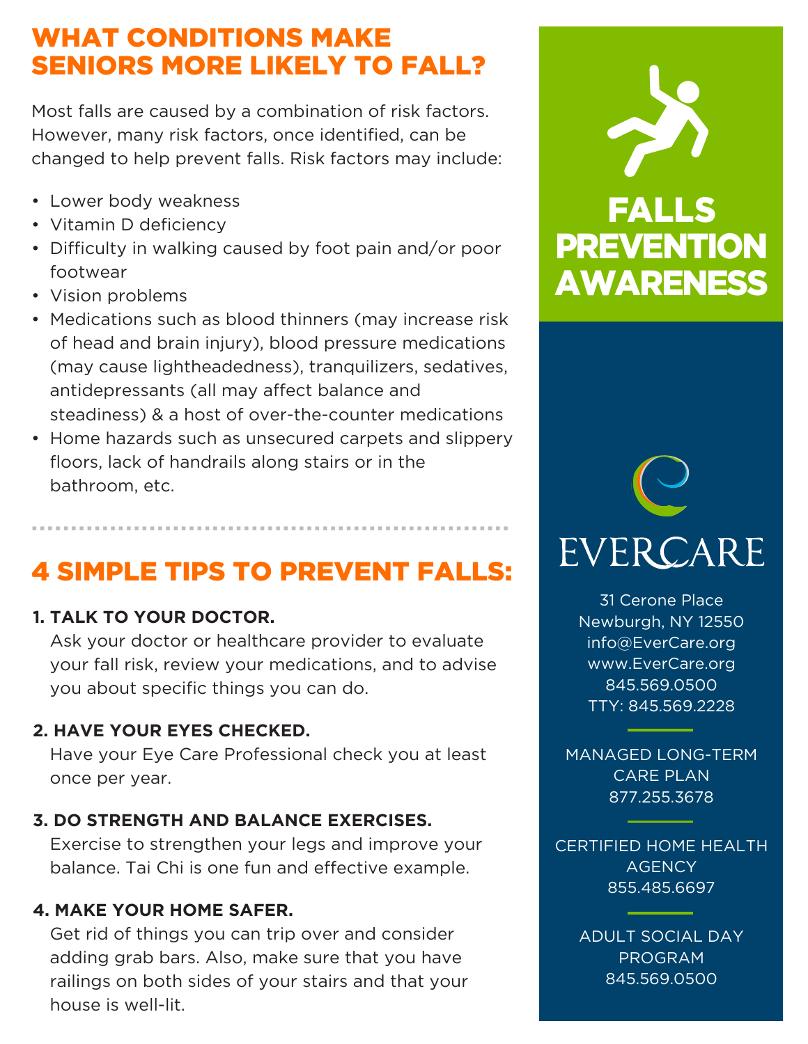# WHAT CONDITIONS MAKE SENIORS MORE LIKELY TO FALL?

Most falls are caused by a combination of risk factors. However, many risk factors, once identified, can be changed to help prevent falls. Risk factors may include:

- Lower body weakness
- Vitamin D deficiency
- Difficulty in walking caused by foot pain and/or poor footwear
- Vision problems
- Medications such as blood thinners (may increase risk of head and brain injury), blood pressure medications (may cause lightheadedness), tranquilizers, sedatives, antidepressants (all may affect balance and steadiness) & a host of over-the-counter medications
- Home hazards such as unsecured carpets and slippery floors, lack of handrails along stairs or in the bathroom, etc.

# 4 SIMPLE TIPS TO PREVENT FALLS:

**1. TALK TO YOUR DOCTOR.**
Ask your doctor or healthcare provider to evaluate your fall risk, review your medications, and to advise you about specific things you can do.

**2. HAVE YOUR EYES CHECKED.**
Have your Eye Care Professional check you at least once per year.

**3. DO STRENGTH AND BALANCE EXERCISES.**
Exercise to strengthen your legs and improve your balance. Tai Chi is one fun and effective example.

**4. MAKE YOUR HOME SAFER.**
Get rid of things you can trip over and consider adding grab bars. Also, make sure that you have railings on both sides of your stairs and that your house is well-lit.

# FALLS PREVENTION AWARENESS

EVERCARE

31 Cerone Place
Newburgh, NY 12550
info@EverCare.org
www.EverCare.org
845.569.0500
TTY: 845.569.2228

MANAGED LONG-TERM CARE PLAN
877.255.3678

CERTIFIED HOME HEALTH AGENCY
855.485.6697

ADULT SOCIAL DAY PROGRAM
845.569.0500